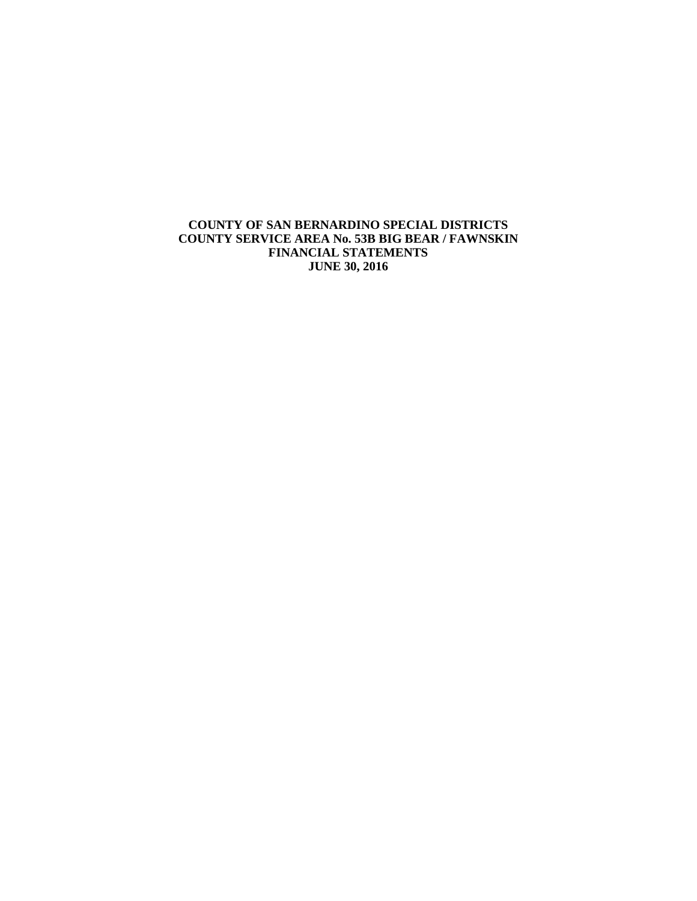# COUNTY OF SAN BERNARDINO SPECIAL DISTRICTS
# COUNTY SERVICE AREA No. 53B BIG BEAR / FAWNSKIN
# FINANCIAL STATEMENTS
# JUNE 30, 2016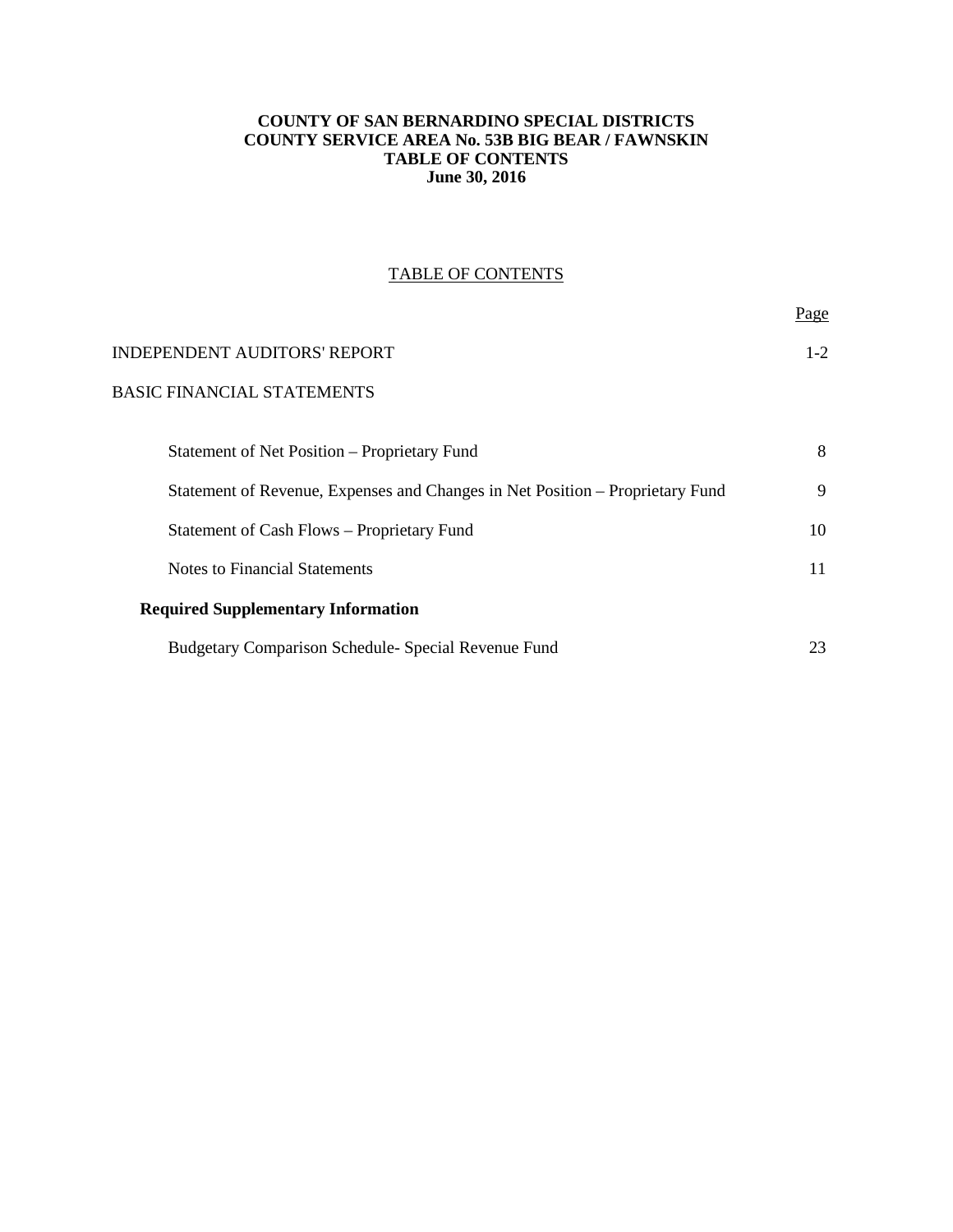**COUNTY OF SAN BERNARDINO SPECIAL DISTRICTS**
**COUNTY SERVICE AREA No. 53B BIG BEAR / FAWNSKIN**
**TABLE OF CONTENTS**
**June 30, 2016**

TABLE OF CONTENTS

| | Page |
|---|---|
| INDEPENDENT AUDITORS' REPORT | 1-2 |
| BASIC FINANCIAL STATEMENTS | |
| Statement of Net Position – Proprietary Fund | 8 |
| Statement of Revenue, Expenses and Changes in Net Position – Proprietary Fund | 9 |
| Statement of Cash Flows – Proprietary Fund | 10 |
| Notes to Financial Statements | 11 |
| **Required Supplementary Information** | |
| Budgetary Comparison Schedule- Special Revenue Fund | 23 |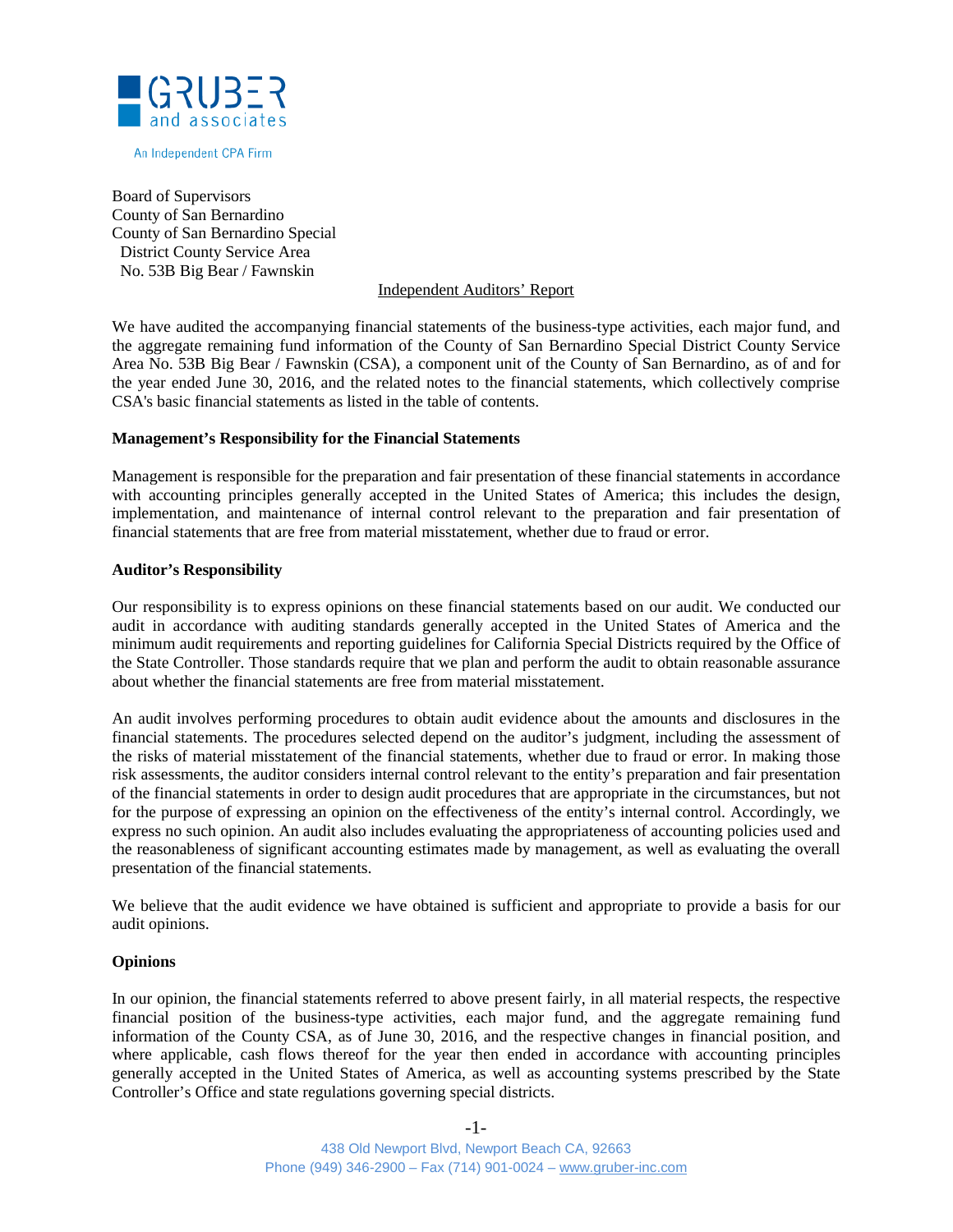GRUBER and associates

An Independent CPA Firm

Board of Supervisors
County of San Bernardino
County of San Bernardino Special
District County Service Area
No. 53B Big Bear / Fawnskin

Independent Auditors' Report

We have audited the accompanying financial statements of the business-type activities, each major fund, and the aggregate remaining fund information of the County of San Bernardino Special District County Service Area No. 53B Big Bear / Fawnskin (CSA), a component unit of the County of San Bernardino, as of and for the year ended June 30, 2016, and the related notes to the financial statements, which collectively comprise CSA's basic financial statements as listed in the table of contents.

**Management's Responsibility for the Financial Statements**

Management is responsible for the preparation and fair presentation of these financial statements in accordance with accounting principles generally accepted in the United States of America; this includes the design, implementation, and maintenance of internal control relevant to the preparation and fair presentation of financial statements that are free from material misstatement, whether due to fraud or error.

**Auditor's Responsibility**

Our responsibility is to express opinions on these financial statements based on our audit. We conducted our audit in accordance with auditing standards generally accepted in the United States of America and the minimum audit requirements and reporting guidelines for California Special Districts required by the Office of the State Controller. Those standards require that we plan and perform the audit to obtain reasonable assurance about whether the financial statements are free from material misstatement.

An audit involves performing procedures to obtain audit evidence about the amounts and disclosures in the financial statements. The procedures selected depend on the auditor's judgment, including the assessment of the risks of material misstatement of the financial statements, whether due to fraud or error. In making those risk assessments, the auditor considers internal control relevant to the entity's preparation and fair presentation of the financial statements in order to design audit procedures that are appropriate in the circumstances, but not for the purpose of expressing an opinion on the effectiveness of the entity's internal control. Accordingly, we express no such opinion. An audit also includes evaluating the appropriateness of accounting policies used and the reasonableness of significant accounting estimates made by management, as well as evaluating the overall presentation of the financial statements.

We believe that the audit evidence we have obtained is sufficient and appropriate to provide a basis for our audit opinions.

**Opinions**

In our opinion, the financial statements referred to above present fairly, in all material respects, the respective financial position of the business-type activities, each major fund, and the aggregate remaining fund information of the County CSA, as of June 30, 2016, and the respective changes in financial position, and where applicable, cash flows thereof for the year then ended in accordance with accounting principles generally accepted in the United States of America, as well as accounting systems prescribed by the State Controller's Office and state regulations governing special districts.

438 Old Newport Blvd, Newport Beach CA, 92663
Phone (949) 346-2900 – Fax (714) 901-0024 – www.gruber-inc.com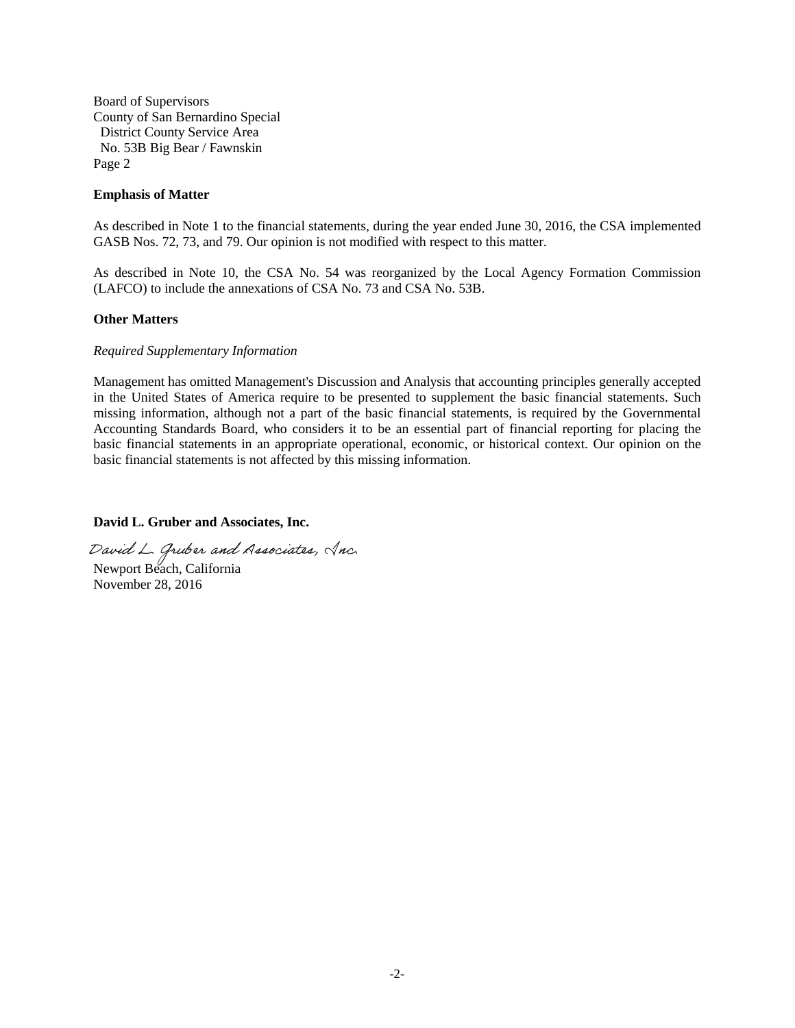Board of Supervisors
County of San Bernardino Special
District County Service Area
No. 53B Big Bear / Fawnskin
Page 2

**Emphasis of Matter**

As described in Note 1 to the financial statements, during the year ended June 30, 2016, the CSA implemented GASB Nos. 72, 73, and 79. Our opinion is not modified with respect to this matter.

As described in Note 10, the CSA No. 54 was reorganized by the Local Agency Formation Commission (LAFCO) to include the annexations of CSA No. 73 and CSA No. 53B.

**Other Matters**

*Required Supplementary Information*

Management has omitted Management's Discussion and Analysis that accounting principles generally accepted in the United States of America require to be presented to supplement the basic financial statements. Such missing information, although not a part of the basic financial statements, is required by the Governmental Accounting Standards Board, who considers it to be an essential part of financial reporting for placing the basic financial statements in an appropriate operational, economic, or historical context. Our opinion on the basic financial statements is not affected by this missing information.

**David L. Gruber and Associates, Inc.**

*David L. Gruber and Associates, Inc.*

Newport Beach, California
November 28, 2016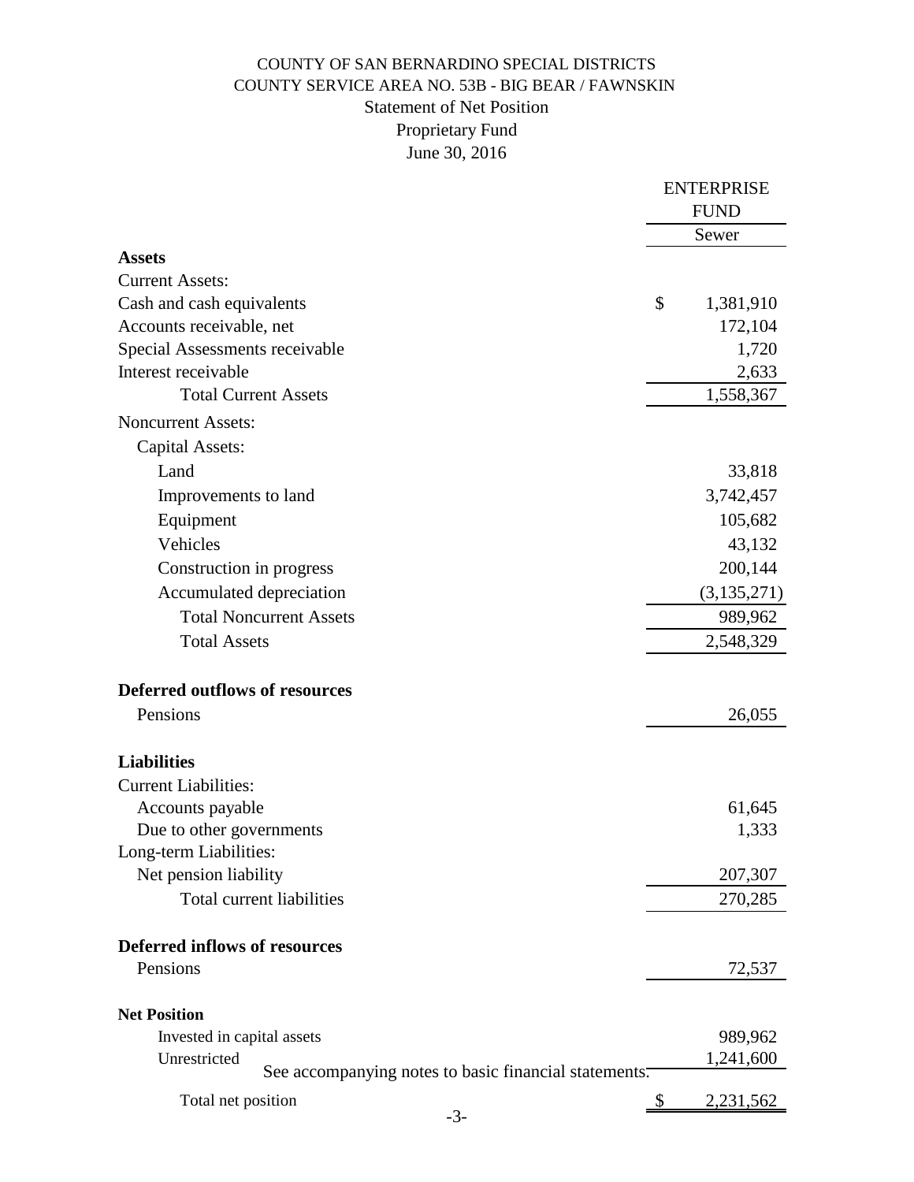# COUNTY OF SAN BERNARDINO SPECIAL DISTRICTS
## COUNTY SERVICE AREA NO. 53B - BIG BEAR / FAWNSKIN
### Statement of Net Position
### Proprietary Fund
### June 30, 2016

| | ENTERPRISE FUND |
|---|---|
| | Sewer |
| **Assets** | |
| Current Assets: | |
| Cash and cash equivalents | $ 1,381,910 |
| Accounts receivable, net | 172,104 |
| Special Assessments receivable | 1,720 |
| Interest receivable | 2,633 |
| Total Current Assets | 1,558,367 |
| Noncurrent Assets: | |
| Capital Assets: | |
| Land | 33,818 |
| Improvements to land | 3,742,457 |
| Equipment | 105,682 |
| Vehicles | 43,132 |
| Construction in progress | 200,144 |
| Accumulated depreciation | (3,135,271) |
| Total Noncurrent Assets | 989,962 |
| Total Assets | 2,548,329 |
| **Deferred outflows of resources** | |
| Pensions | 26,055 |
| **Liabilities** | |
| Current Liabilities: | |
| Accounts payable | 61,645 |
| Due to other governments | 1,333 |
| Long-term Liabilities: | |
| Net pension liability | 207,307 |
| Total current liabilities | 270,285 |
| **Deferred inflows of resources** | |
| Pensions | 72,537 |
| **Net Position** | |
| Invested in capital assets | 989,962 |
| Unrestricted | 1,241,600 |
| Total net position | $ 2,231,562 |

See accompanying notes to basic financial statements.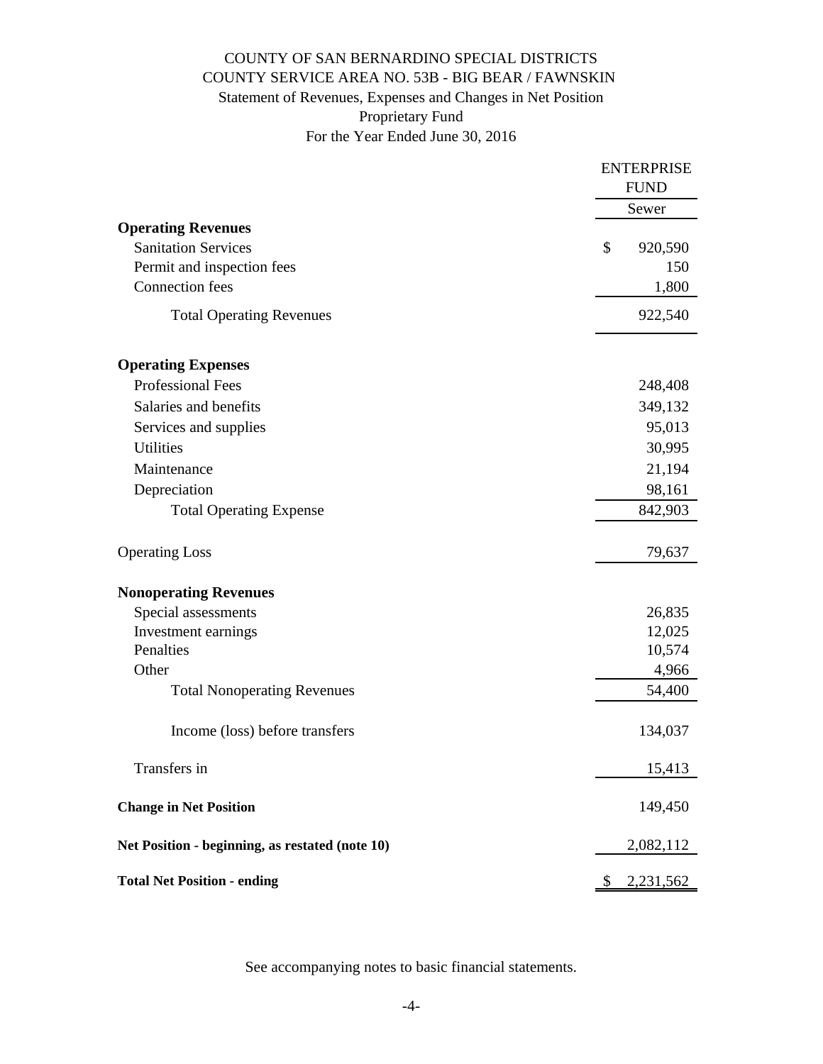# COUNTY OF SAN BERNARDINO SPECIAL DISTRICTS
## COUNTY SERVICE AREA NO. 53B - BIG BEAR / FAWNSKIN
### Statement of Revenues, Expenses and Changes in Net Position
### Proprietary Fund
### For the Year Ended June 30, 2016

| | ENTERPRISE FUND |
|---|---|
| | Sewer |
| **Operating Revenues** | |
| Sanitation Services | $ 920,590 |
| Permit and inspection fees | 150 |
| Connection fees | 1,800 |
| Total Operating Revenues | 922,540 |
| **Operating Expenses** | |
| Professional Fees | 248,408 |
| Salaries and benefits | 349,132 |
| Services and supplies | 95,013 |
| Utilities | 30,995 |
| Maintenance | 21,194 |
| Depreciation | 98,161 |
| Total Operating Expense | 842,903 |
| Operating Loss | 79,637 |
| **Nonoperating Revenues** | |
| Special assessments | 26,835 |
| Investment earnings | 12,025 |
| Penalties | 10,574 |
| Other | 4,966 |
| Total Nonoperating Revenues | 54,400 |
| Income (loss) before transfers | 134,037 |
| Transfers in | 15,413 |
| **Change in Net Position** | 149,450 |
| **Net Position - beginning, as restated (note 10)** | 2,082,112 |
| **Total Net Position - ending** | $ 2,231,562 |

See accompanying notes to basic financial statements.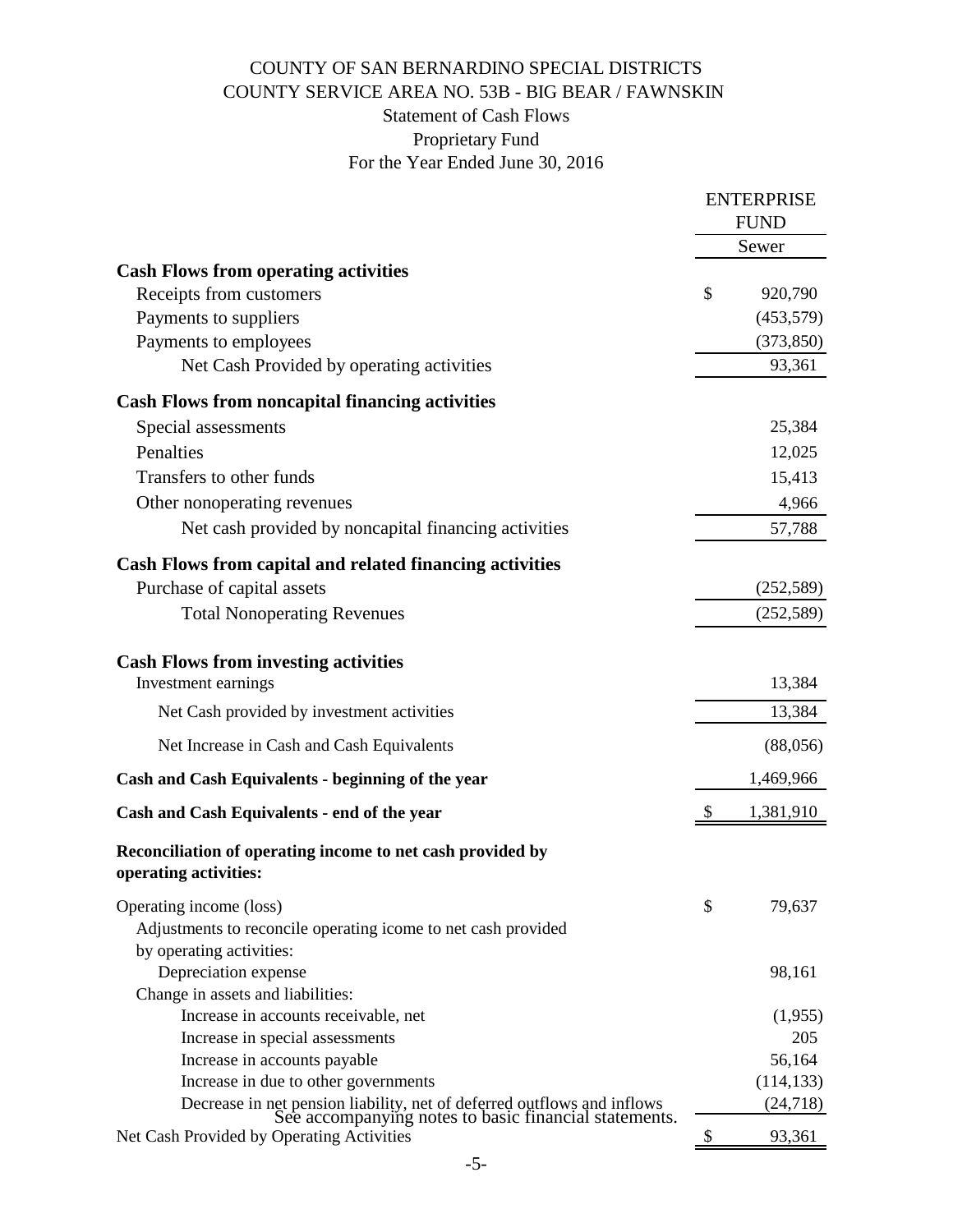# COUNTY OF SAN BERNARDINO SPECIAL DISTRICTS
## COUNTY SERVICE AREA NO. 53B - BIG BEAR / FAWNSKIN
### Statement of Cash Flows
### Proprietary Fund
### For the Year Ended June 30, 2016

| | ENTERPRISE FUND |
|---|---|
| | Sewer |
| **Cash Flows from operating activities** | |
| Receipts from customers | $ 920,790 |
| Payments to suppliers | (453,579) |
| Payments to employees | (373,850) |
| Net Cash Provided by operating activities | 93,361 |
| **Cash Flows from noncapital financing activities** | |
| Special assessments | 25,384 |
| Penalties | 12,025 |
| Transfers to other funds | 15,413 |
| Other nonoperating revenues | 4,966 |
| Net cash provided by noncapital financing activities | 57,788 |
| **Cash Flows from capital and related financing activities** | |
| Purchase of capital assets | (252,589) |
| Total Nonoperating Revenues | (252,589) |
| **Cash Flows from investing activities** | |
| Investment earnings | 13,384 |
| Net Cash provided by investment activities | 13,384 |
| Net Increase in Cash and Cash Equivalents | (88,056) |
| **Cash and Cash Equivalents - beginning of the year** | 1,469,966 |
| **Cash and Cash Equivalents - end of the year** | $ 1,381,910 |
| **Reconciliation of operating income to net cash provided by operating activities:** | |
| Operating income (loss) | $ 79,637 |
| Adjustments to reconcile operating icome to net cash provided by operating activities: | |
| Depreciation expense | 98,161 |
| Change in assets and liabilities: | |
| Increase in accounts receivable, net | (1,955) |
| Increase in special assessments | 205 |
| Increase in accounts payable | 56,164 |
| Increase in due to other governments | (114,133) |
| Decrease in net pension liability, net of deferred outflows and inflows | (24,718) |
| Net Cash Provided by Operating Activities | $ 93,361 |

See accompanying notes to basic financial statements.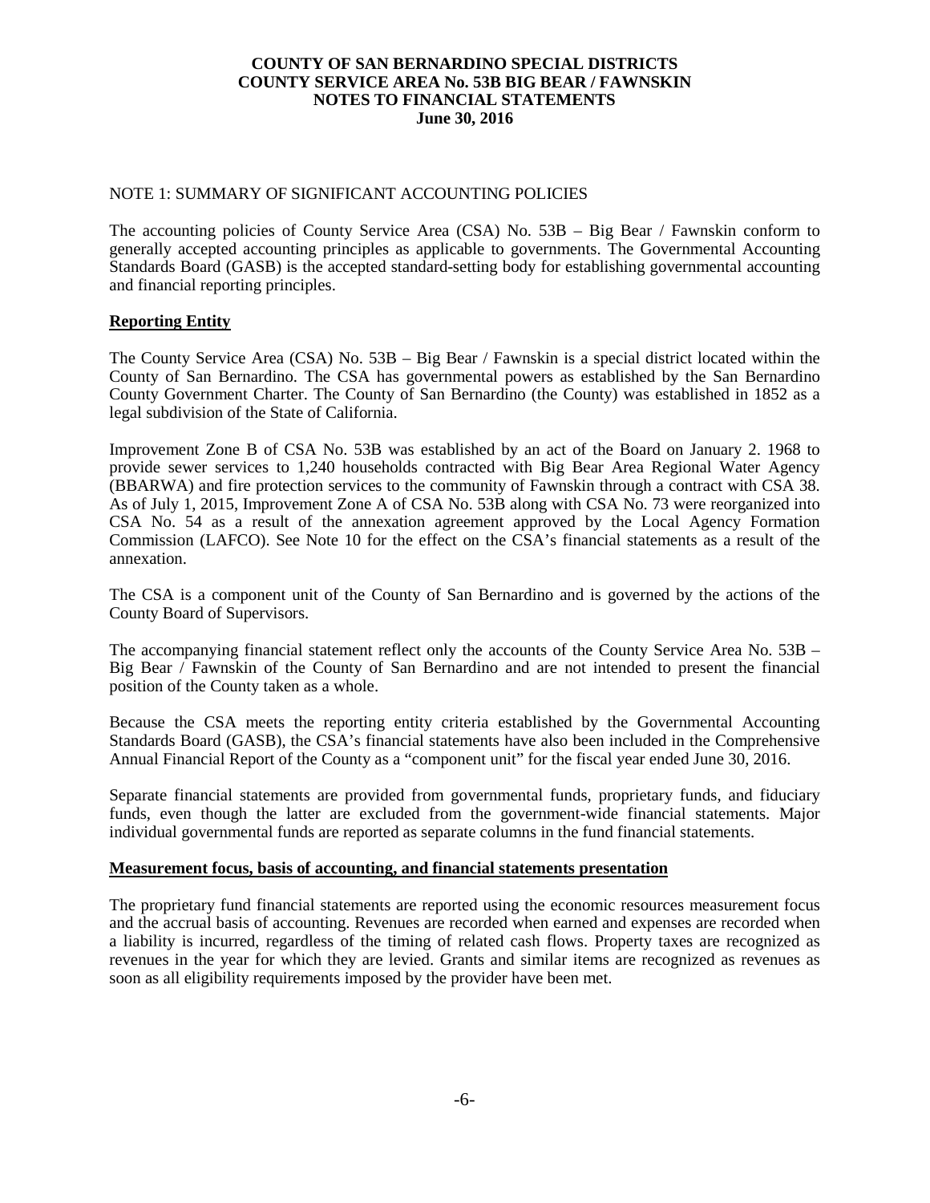# COUNTY OF SAN BERNARDINO SPECIAL DISTRICTS
# COUNTY SERVICE AREA No. 53B BIG BEAR / FAWNSKIN
# NOTES TO FINANCIAL STATEMENTS
# June 30, 2016

NOTE 1: SUMMARY OF SIGNIFICANT ACCOUNTING POLICIES

The accounting policies of County Service Area (CSA) No. 53B – Big Bear / Fawnskin conform to generally accepted accounting principles as applicable to governments. The Governmental Accounting Standards Board (GASB) is the accepted standard-setting body for establishing governmental accounting and financial reporting principles.

**Reporting Entity**

The County Service Area (CSA) No. 53B – Big Bear / Fawnskin is a special district located within the County of San Bernardino. The CSA has governmental powers as established by the San Bernardino County Government Charter. The County of San Bernardino (the County) was established in 1852 as a legal subdivision of the State of California.

Improvement Zone B of CSA No. 53B was established by an act of the Board on January 2. 1968 to provide sewer services to 1,240 households contracted with Big Bear Area Regional Water Agency (BBARWA) and fire protection services to the community of Fawnskin through a contract with CSA 38. As of July 1, 2015, Improvement Zone A of CSA No. 53B along with CSA No. 73 were reorganized into CSA No. 54 as a result of the annexation agreement approved by the Local Agency Formation Commission (LAFCO). See Note 10 for the effect on the CSA's financial statements as a result of the annexation.

The CSA is a component unit of the County of San Bernardino and is governed by the actions of the County Board of Supervisors.

The accompanying financial statement reflect only the accounts of the County Service Area No. 53B – Big Bear / Fawnskin of the County of San Bernardino and are not intended to present the financial position of the County taken as a whole.

Because the CSA meets the reporting entity criteria established by the Governmental Accounting Standards Board (GASB), the CSA's financial statements have also been included in the Comprehensive Annual Financial Report of the County as a "component unit" for the fiscal year ended June 30, 2016.

Separate financial statements are provided from governmental funds, proprietary funds, and fiduciary funds, even though the latter are excluded from the government-wide financial statements. Major individual governmental funds are reported as separate columns in the fund financial statements.

**Measurement focus, basis of accounting, and financial statements presentation**

The proprietary fund financial statements are reported using the economic resources measurement focus and the accrual basis of accounting. Revenues are recorded when earned and expenses are recorded when a liability is incurred, regardless of the timing of related cash flows. Property taxes are recognized as revenues in the year for which they are levied. Grants and similar items are recognized as revenues as soon as all eligibility requirements imposed by the provider have been met.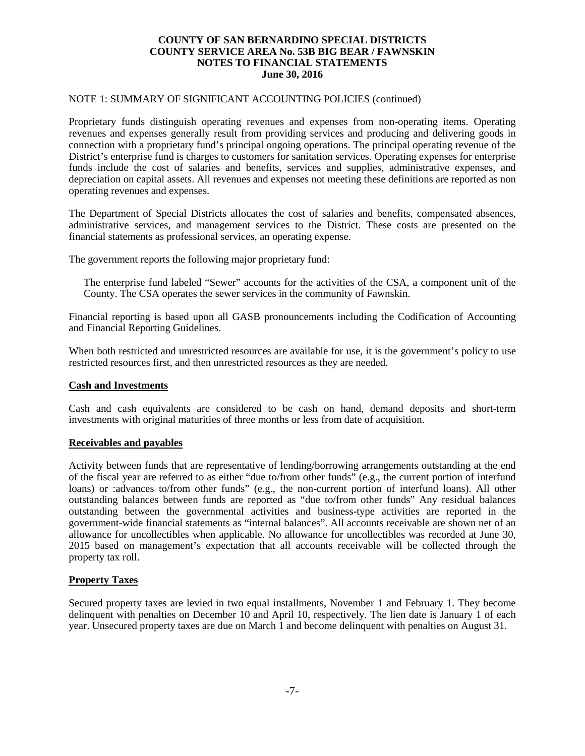# COUNTY OF SAN BERNARDINO SPECIAL DISTRICTS
# COUNTY SERVICE AREA No. 53B BIG BEAR / FAWNSKIN
# NOTES TO FINANCIAL STATEMENTS
# June 30, 2016

NOTE 1: SUMMARY OF SIGNIFICANT ACCOUNTING POLICIES (continued)

Proprietary funds distinguish operating revenues and expenses from non-operating items. Operating revenues and expenses generally result from providing services and producing and delivering goods in connection with a proprietary fund's principal ongoing operations. The principal operating revenue of the District's enterprise fund is charges to customers for sanitation services. Operating expenses for enterprise funds include the cost of salaries and benefits, services and supplies, administrative expenses, and depreciation on capital assets. All revenues and expenses not meeting these definitions are reported as non operating revenues and expenses.

The Department of Special Districts allocates the cost of salaries and benefits, compensated absences, administrative services, and management services to the District. These costs are presented on the financial statements as professional services, an operating expense.

The government reports the following major proprietary fund:

> The enterprise fund labeled "Sewer" accounts for the activities of the CSA, a component unit of the County. The CSA operates the sewer services in the community of Fawnskin.

Financial reporting is based upon all GASB pronouncements including the Codification of Accounting and Financial Reporting Guidelines.

When both restricted and unrestricted resources are available for use, it is the government's policy to use restricted resources first, and then unrestricted resources as they are needed.

### Cash and Investments

Cash and cash equivalents are considered to be cash on hand, demand deposits and short-term investments with original maturities of three months or less from date of acquisition.

### Receivables and payables

Activity between funds that are representative of lending/borrowing arrangements outstanding at the end of the fiscal year are referred to as either "due to/from other funds" (e.g., the current portion of interfund loans) or :advances to/from other funds" (e.g., the non-current portion of interfund loans). All other outstanding balances between funds are reported as "due to/from other funds" Any residual balances outstanding between the governmental activities and business-type activities are reported in the government-wide financial statements as "internal balances". All accounts receivable are shown net of an allowance for uncollectibles when applicable. No allowance for uncollectibles was recorded at June 30, 2015 based on management's expectation that all accounts receivable will be collected through the property tax roll.

### Property Taxes

Secured property taxes are levied in two equal installments, November 1 and February 1. They become delinquent with penalties on December 10 and April 10, respectively. The lien date is January 1 of each year. Unsecured property taxes are due on March 1 and become delinquent with penalties on August 31.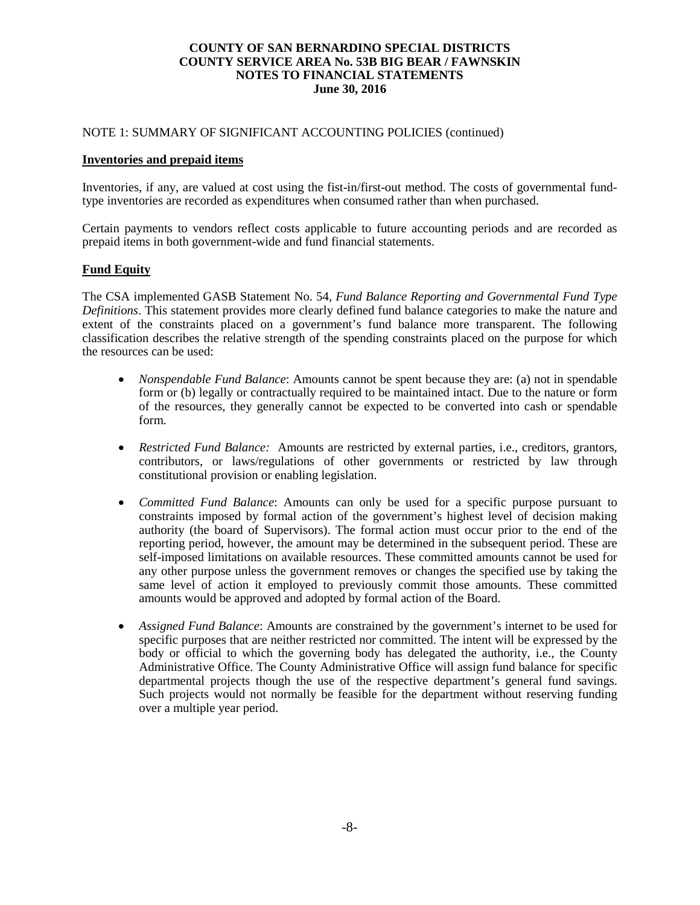**COUNTY OF SAN BERNARDINO SPECIAL DISTRICTS**
**COUNTY SERVICE AREA No. 53B BIG BEAR / FAWNSKIN**
**NOTES TO FINANCIAL STATEMENTS**
**June 30, 2016**

NOTE 1: SUMMARY OF SIGNIFICANT ACCOUNTING POLICIES (continued)

**Inventories and prepaid items**

Inventories, if any, are valued at cost using the fist-in/first-out method. The costs of governmental fund-type inventories are recorded as expenditures when consumed rather than when purchased.

Certain payments to vendors reflect costs applicable to future accounting periods and are recorded as prepaid items in both government-wide and fund financial statements.

**Fund Equity**

The CSA implemented GASB Statement No. 54, *Fund Balance Reporting and Governmental Fund Type Definitions*. This statement provides more clearly defined fund balance categories to make the nature and extent of the constraints placed on a government's fund balance more transparent. The following classification describes the relative strength of the spending constraints placed on the purpose for which the resources can be used:

- *Nonspendable Fund Balance*: Amounts cannot be spent because they are: (a) not in spendable form or (b) legally or contractually required to be maintained intact. Due to the nature or form of the resources, they generally cannot be expected to be converted into cash or spendable form.

- *Restricted Fund Balance:* Amounts are restricted by external parties, i.e., creditors, grantors, contributors, or laws/regulations of other governments or restricted by law through constitutional provision or enabling legislation.

- *Committed Fund Balance*: Amounts can only be used for a specific purpose pursuant to constraints imposed by formal action of the government's highest level of decision making authority (the board of Supervisors). The formal action must occur prior to the end of the reporting period, however, the amount may be determined in the subsequent period. These are self-imposed limitations on available resources. These committed amounts cannot be used for any other purpose unless the government removes or changes the specified use by taking the same level of action it employed to previously commit those amounts. These committed amounts would be approved and adopted by formal action of the Board.

- *Assigned Fund Balance*: Amounts are constrained by the government's internet to be used for specific purposes that are neither restricted nor committed. The intent will be expressed by the body or official to which the governing body has delegated the authority, i.e., the County Administrative Office. The County Administrative Office will assign fund balance for specific departmental projects though the use of the respective department's general fund savings. Such projects would not normally be feasible for the department without reserving funding over a multiple year period.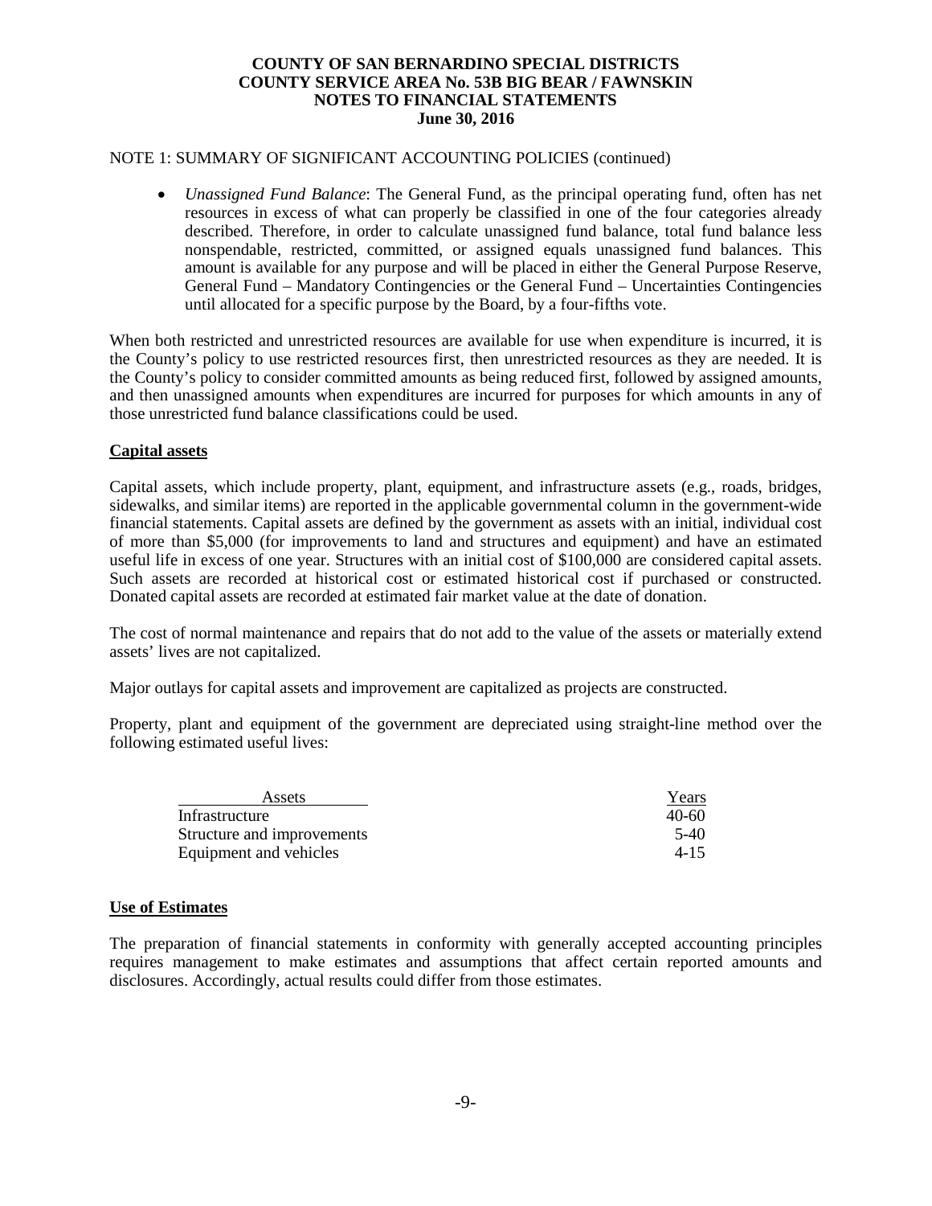NOTE 1: SUMMARY OF SIGNIFICANT ACCOUNTING POLICIES (continued)

- *Unassigned Fund Balance*: The General Fund, as the principal operating fund, often has net resources in excess of what can properly be classified in one of the four categories already described. Therefore, in order to calculate unassigned fund balance, total fund balance less nonspendable, restricted, committed, or assigned equals unassigned fund balances. This amount is available for any purpose and will be placed in either the General Purpose Reserve, General Fund – Mandatory Contingencies or the General Fund – Uncertainties Contingencies until allocated for a specific purpose by the Board, by a four-fifths vote.

When both restricted and unrestricted resources are available for use when expenditure is incurred, it is the County's policy to use restricted resources first, then unrestricted resources as they are needed. It is the County's policy to consider committed amounts as being reduced first, followed by assigned amounts, and then unassigned amounts when expenditures are incurred for purposes for which amounts in any of those unrestricted fund balance classifications could be used.

**Capital assets**

Capital assets, which include property, plant, equipment, and infrastructure assets (e.g., roads, bridges, sidewalks, and similar items) are reported in the applicable governmental column in the government-wide financial statements. Capital assets are defined by the government as assets with an initial, individual cost of more than $5,000 (for improvements to land and structures and equipment) and have an estimated useful life in excess of one year. Structures with an initial cost of $100,000 are considered capital assets. Such assets are recorded at historical cost or estimated historical cost if purchased or constructed. Donated capital assets are recorded at estimated fair market value at the date of donation.

The cost of normal maintenance and repairs that do not add to the value of the assets or materially extend assets' lives are not capitalized.

Major outlays for capital assets and improvement are capitalized as projects are constructed.

Property, plant and equipment of the government are depreciated using straight-line method over the following estimated useful lives:

| Assets | Years |
|---|---|
| Infrastructure | 40-60 |
| Structure and improvements | 5-40 |
| Equipment and vehicles | 4-15 |

**Use of Estimates**

The preparation of financial statements in conformity with generally accepted accounting principles requires management to make estimates and assumptions that affect certain reported amounts and disclosures. Accordingly, actual results could differ from those estimates.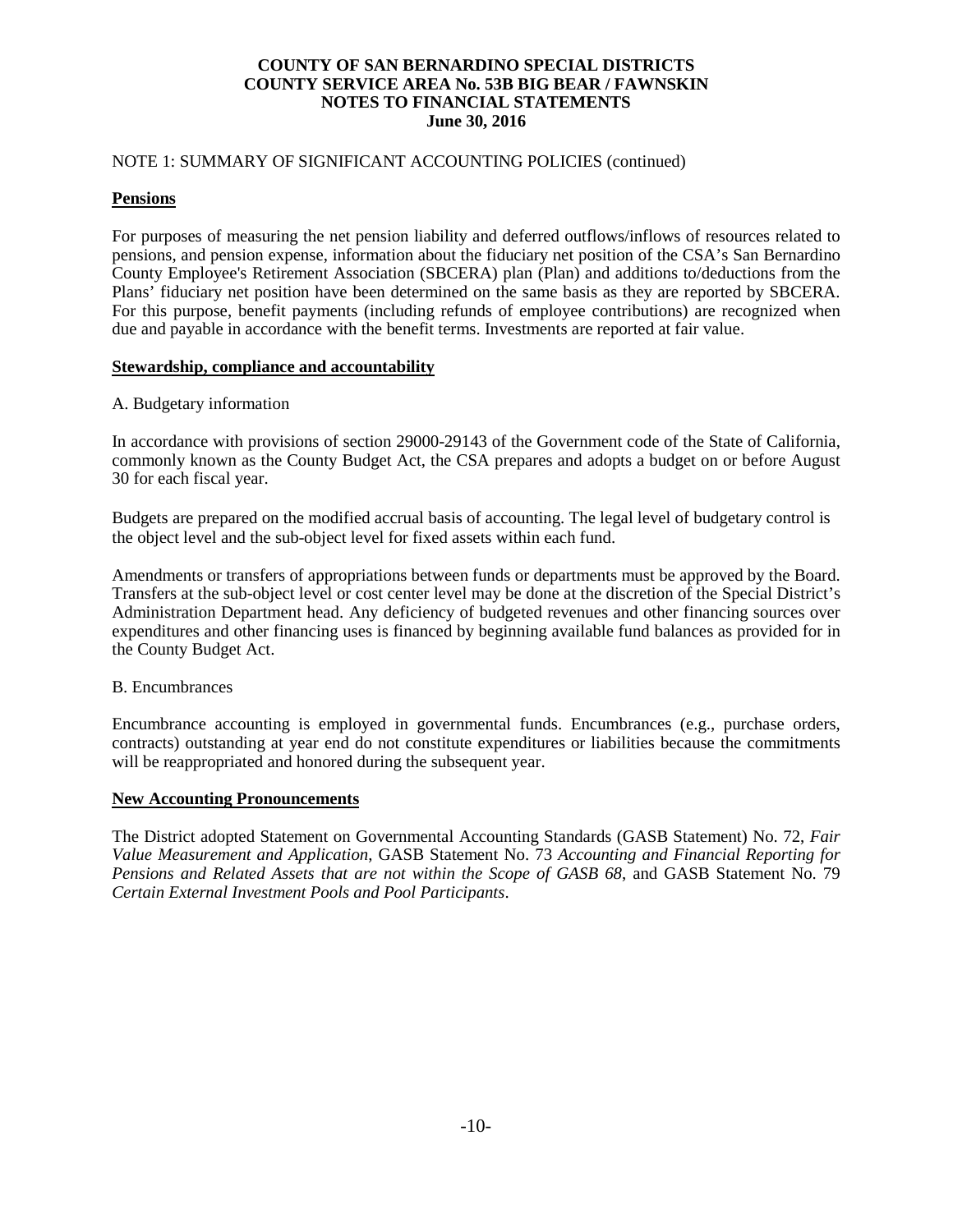NOTE 1: SUMMARY OF SIGNIFICANT ACCOUNTING POLICIES (continued)

**Pensions**

For purposes of measuring the net pension liability and deferred outflows/inflows of resources related to pensions, and pension expense, information about the fiduciary net position of the CSA's San Bernardino County Employee's Retirement Association (SBCERA) plan (Plan) and additions to/deductions from the Plans' fiduciary net position have been determined on the same basis as they are reported by SBCERA. For this purpose, benefit payments (including refunds of employee contributions) are recognized when due and payable in accordance with the benefit terms. Investments are reported at fair value.

**Stewardship, compliance and accountability**

A. Budgetary information

In accordance with provisions of section 29000-29143 of the Government code of the State of California, commonly known as the County Budget Act, the CSA prepares and adopts a budget on or before August 30 for each fiscal year.

Budgets are prepared on the modified accrual basis of accounting. The legal level of budgetary control is the object level and the sub-object level for fixed assets within each fund.

Amendments or transfers of appropriations between funds or departments must be approved by the Board. Transfers at the sub-object level or cost center level may be done at the discretion of the Special District's Administration Department head. Any deficiency of budgeted revenues and other financing sources over expenditures and other financing uses is financed by beginning available fund balances as provided for in the County Budget Act.

B. Encumbrances

Encumbrance accounting is employed in governmental funds. Encumbrances (e.g., purchase orders, contracts) outstanding at year end do not constitute expenditures or liabilities because the commitments will be reappropriated and honored during the subsequent year.

**New Accounting Pronouncements**

The District adopted Statement on Governmental Accounting Standards (GASB Statement) No. 72, *Fair Value Measurement and Application*, GASB Statement No. 73 *Accounting and Financial Reporting for Pensions and Related Assets that are not within the Scope of GASB 68*, and GASB Statement No. 79 *Certain External Investment Pools and Pool Participants*.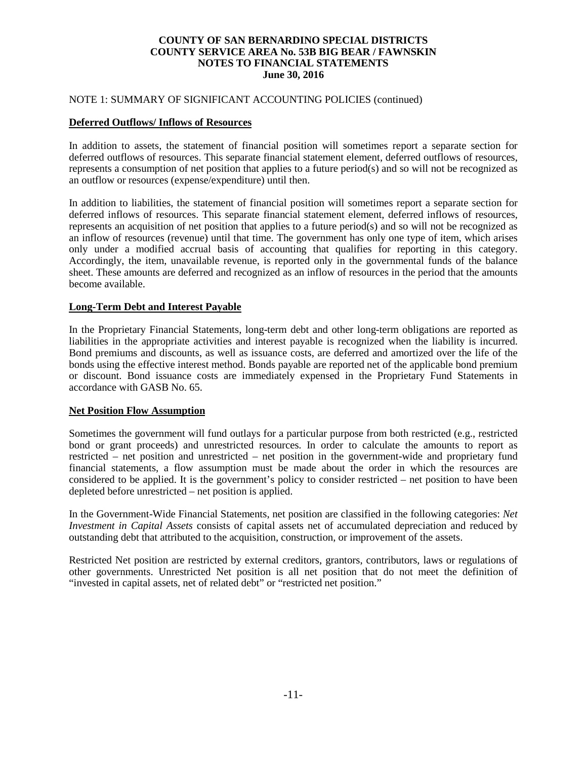NOTE 1: SUMMARY OF SIGNIFICANT ACCOUNTING POLICIES (continued)

**Deferred Outflows/ Inflows of Resources**

In addition to assets, the statement of financial position will sometimes report a separate section for deferred outflows of resources. This separate financial statement element, deferred outflows of resources, represents a consumption of net position that applies to a future period(s) and so will not be recognized as an outflow or resources (expense/expenditure) until then.

In addition to liabilities, the statement of financial position will sometimes report a separate section for deferred inflows of resources. This separate financial statement element, deferred inflows of resources, represents an acquisition of net position that applies to a future period(s) and so will not be recognized as an inflow of resources (revenue) until that time. The government has only one type of item, which arises only under a modified accrual basis of accounting that qualifies for reporting in this category. Accordingly, the item, unavailable revenue, is reported only in the governmental funds of the balance sheet. These amounts are deferred and recognized as an inflow of resources in the period that the amounts become available.

**Long-Term Debt and Interest Payable**

In the Proprietary Financial Statements, long-term debt and other long-term obligations are reported as liabilities in the appropriate activities and interest payable is recognized when the liability is incurred. Bond premiums and discounts, as well as issuance costs, are deferred and amortized over the life of the bonds using the effective interest method. Bonds payable are reported net of the applicable bond premium or discount. Bond issuance costs are immediately expensed in the Proprietary Fund Statements in accordance with GASB No. 65.

**Net Position Flow Assumption**

Sometimes the government will fund outlays for a particular purpose from both restricted (e.g., restricted bond or grant proceeds) and unrestricted resources. In order to calculate the amounts to report as restricted – net position and unrestricted – net position in the government-wide and proprietary fund financial statements, a flow assumption must be made about the order in which the resources are considered to be applied. It is the government's policy to consider restricted – net position to have been depleted before unrestricted – net position is applied.

In the Government-Wide Financial Statements, net position are classified in the following categories: *Net Investment in Capital Assets* consists of capital assets net of accumulated depreciation and reduced by outstanding debt that attributed to the acquisition, construction, or improvement of the assets.

Restricted Net position are restricted by external creditors, grantors, contributors, laws or regulations of other governments. Unrestricted Net position is all net position that do not meet the definition of "invested in capital assets, net of related debt" or "restricted net position."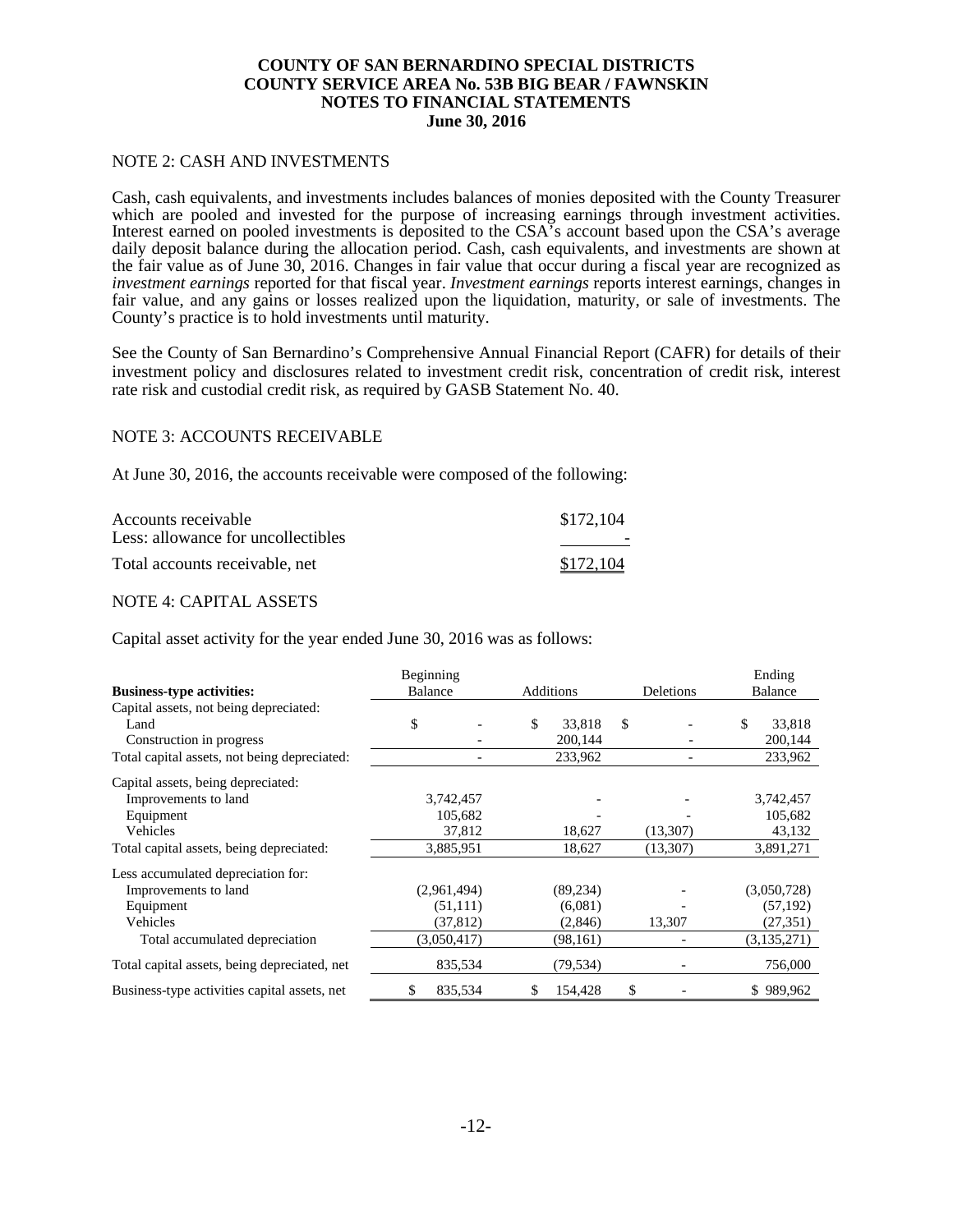# COUNTY OF SAN BERNARDINO SPECIAL DISTRICTS
# COUNTY SERVICE AREA No. 53B BIG BEAR / FAWNSKIN
# NOTES TO FINANCIAL STATEMENTS
# June 30, 2016

## NOTE 2: CASH AND INVESTMENTS

Cash, cash equivalents, and investments includes balances of monies deposited with the County Treasurer which are pooled and invested for the purpose of increasing earnings through investment activities. Interest earned on pooled investments is deposited to the CSA's account based upon the CSA's average daily deposit balance during the allocation period. Cash, cash equivalents, and investments are shown at the fair value as of June 30, 2016. Changes in fair value that occur during a fiscal year are recognized as *investment earnings* reported for that fiscal year. *Investment earnings* reports interest earnings, changes in fair value, and any gains or losses realized upon the liquidation, maturity, or sale of investments. The County's practice is to hold investments until maturity.

See the County of San Bernardino's Comprehensive Annual Financial Report (CAFR) for details of their investment policy and disclosures related to investment credit risk, concentration of credit risk, interest rate risk and custodial credit risk, as required by GASB Statement No. 40.

## NOTE 3: ACCOUNTS RECEIVABLE

At June 30, 2016, the accounts receivable were composed of the following:

| | |
|---|---|
| Accounts receivable | $172,104 |
| Less: allowance for uncollectibles | - |
| Total accounts receivable, net | $172,104 |

## NOTE 4: CAPITAL ASSETS

Capital asset activity for the year ended June 30, 2016 was as follows:

| Business-type activities: | Beginning Balance | Additions | Deletions | Ending Balance |
|---|---|---|---|---|
| Capital assets, not being depreciated: | | | | |
| Land | $ - | $ 33,818 | $ - | $ 33,818 |
| Construction in progress | - | 200,144 | - | 200,144 |
| Total capital assets, not being depreciated: | - | 233,962 | - | 233,962 |
| Capital assets, being depreciated: | | | | |
| Improvements to land | 3,742,457 | - | - | 3,742,457 |
| Equipment | 105,682 | - | - | 105,682 |
| Vehicles | 37,812 | 18,627 | (13,307) | 43,132 |
| Total capital assets, being depreciated: | 3,885,951 | 18,627 | (13,307) | 3,891,271 |
| Less accumulated depreciation for: | | | | |
| Improvements to land | (2,961,494) | (89,234) | - | (3,050,728) |
| Equipment | (51,111) | (6,081) | - | (57,192) |
| Vehicles | (37,812) | (2,846) | 13,307 | (27,351) |
| Total accumulated depreciation | (3,050,417) | (98,161) | - | (3,135,271) |
| Total capital assets, being depreciated, net | 835,534 | (79,534) | - | 756,000 |
| Business-type activities capital assets, net | $ 835,534 | $ 154,428 | $ - | $ 989,962 |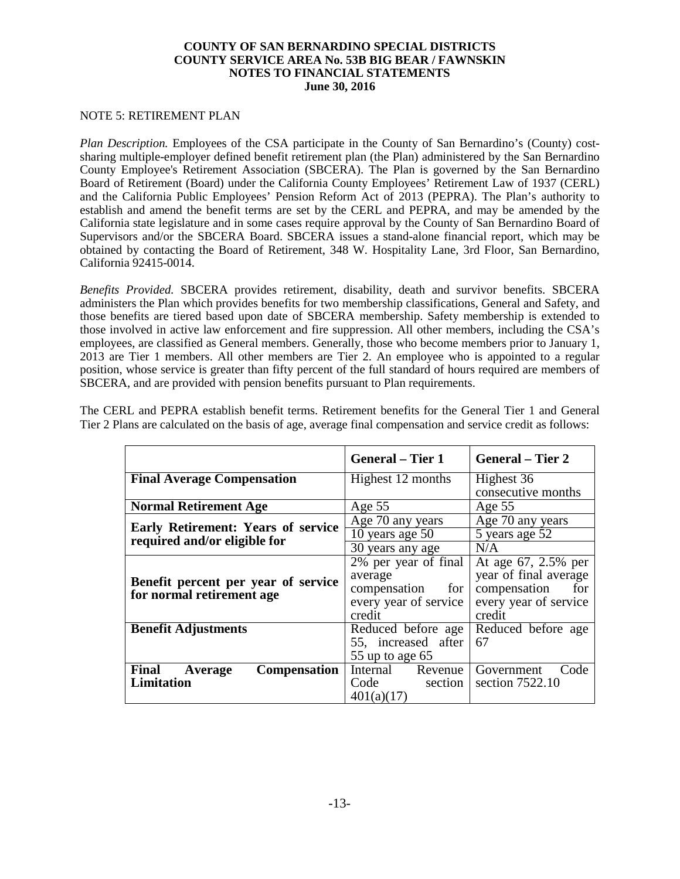# COUNTY OF SAN BERNARDINO SPECIAL DISTRICTS
# COUNTY SERVICE AREA No. 53B BIG BEAR / FAWNSKIN
# NOTES TO FINANCIAL STATEMENTS
# June 30, 2016

NOTE 5: RETIREMENT PLAN

*Plan Description.* Employees of the CSA participate in the County of San Bernardino's (County) cost-sharing multiple-employer defined benefit retirement plan (the Plan) administered by the San Bernardino County Employee's Retirement Association (SBCERA). The Plan is governed by the San Bernardino Board of Retirement (Board) under the California County Employees' Retirement Law of 1937 (CERL) and the California Public Employees' Pension Reform Act of 2013 (PEPRA). The Plan's authority to establish and amend the benefit terms are set by the CERL and PEPRA, and may be amended by the California state legislature and in some cases require approval by the County of San Bernardino Board of Supervisors and/or the SBCERA Board. SBCERA issues a stand-alone financial report, which may be obtained by contacting the Board of Retirement, 348 W. Hospitality Lane, 3rd Floor, San Bernardino, California 92415-0014.

*Benefits Provided.* SBCERA provides retirement, disability, death and survivor benefits. SBCERA administers the Plan which provides benefits for two membership classifications, General and Safety, and those benefits are tiered based upon date of SBCERA membership. Safety membership is extended to those involved in active law enforcement and fire suppression. All other members, including the CSA's employees, are classified as General members. Generally, those who become members prior to January 1, 2013 are Tier 1 members. All other members are Tier 2. An employee who is appointed to a regular position, whose service is greater than fifty percent of the full standard of hours required are members of SBCERA, and are provided with pension benefits pursuant to Plan requirements.

The CERL and PEPRA establish benefit terms. Retirement benefits for the General Tier 1 and General Tier 2 Plans are calculated on the basis of age, average final compensation and service credit as follows:

| | General – Tier 1 | General – Tier 2 |
|---|---|---|
| **Final Average Compensation** | Highest 12 months | Highest 36 consecutive months |
| **Normal Retirement Age** | Age 55 | Age 55 |
| **Early Retirement: Years of service required and/or eligible for** | Age 70 any years | Age 70 any years |
| | 10 years age 50 | 5 years age 52 |
| | 30 years any age | N/A |
| **Benefit percent per year of service for normal retirement age** | 2% per year of final average compensation for every year of service credit | At age 67, 2.5% per year of final average compensation for every year of service credit |
| **Benefit Adjustments** | Reduced before age 55, increased after 55 up to age 65 | Reduced before age 67 |
| **Final Average Compensation Limitation** | Internal Revenue Code section 401(a)(17) | Government Code section 7522.10 |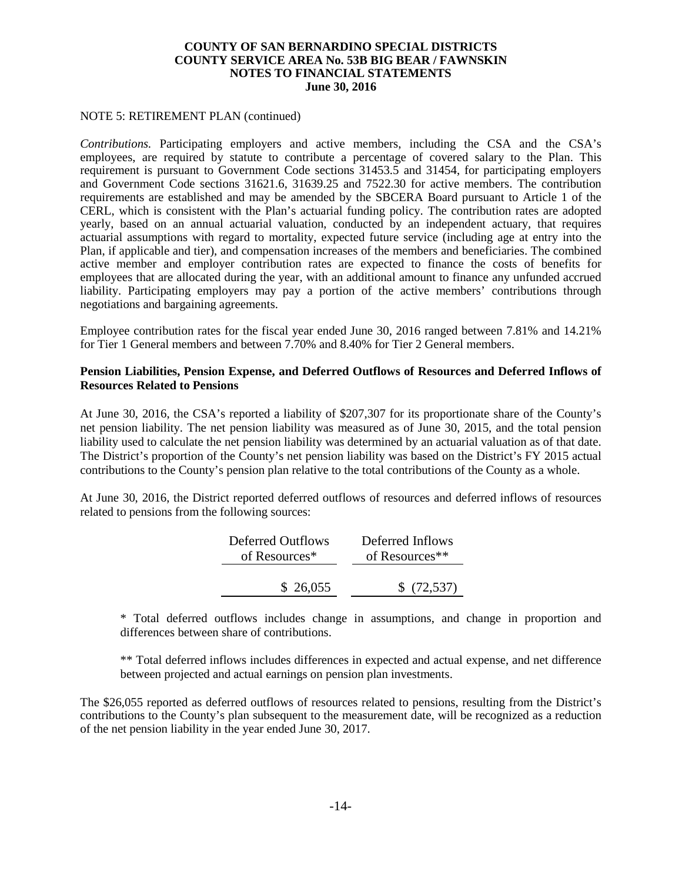# COUNTY OF SAN BERNARDINO SPECIAL DISTRICTS
# COUNTY SERVICE AREA No. 53B BIG BEAR / FAWNSKIN
# NOTES TO FINANCIAL STATEMENTS
# June 30, 2016

NOTE 5: RETIREMENT PLAN (continued)

*Contributions.* Participating employers and active members, including the CSA and the CSA's employees, are required by statute to contribute a percentage of covered salary to the Plan. This requirement is pursuant to Government Code sections 31453.5 and 31454, for participating employers and Government Code sections 31621.6, 31639.25 and 7522.30 for active members. The contribution requirements are established and may be amended by the SBCERA Board pursuant to Article 1 of the CERL, which is consistent with the Plan's actuarial funding policy. The contribution rates are adopted yearly, based on an annual actuarial valuation, conducted by an independent actuary, that requires actuarial assumptions with regard to mortality, expected future service (including age at entry into the Plan, if applicable and tier), and compensation increases of the members and beneficiaries. The combined active member and employer contribution rates are expected to finance the costs of benefits for employees that are allocated during the year, with an additional amount to finance any unfunded accrued liability. Participating employers may pay a portion of the active members' contributions through negotiations and bargaining agreements.

Employee contribution rates for the fiscal year ended June 30, 2016 ranged between 7.81% and 14.21% for Tier 1 General members and between 7.70% and 8.40% for Tier 2 General members.

**Pension Liabilities, Pension Expense, and Deferred Outflows of Resources and Deferred Inflows of Resources Related to Pensions**

At June 30, 2016, the CSA's reported a liability of $207,307 for its proportionate share of the County's net pension liability. The net pension liability was measured as of June 30, 2015, and the total pension liability used to calculate the net pension liability was determined by an actuarial valuation as of that date. The District's proportion of the County's net pension liability was based on the District's FY 2015 actual contributions to the County's pension plan relative to the total contributions of the County as a whole.

At June 30, 2016, the District reported deferred outflows of resources and deferred inflows of resources related to pensions from the following sources:

| Deferred Outflows of Resources* | Deferred Inflows of Resources** |
|---|---|
| $ 26,055 | $ (72,537) |

\* Total deferred outflows includes change in assumptions, and change in proportion and differences between share of contributions.

\*\* Total deferred inflows includes differences in expected and actual expense, and net difference between projected and actual earnings on pension plan investments.

The $26,055 reported as deferred outflows of resources related to pensions, resulting from the District's contributions to the County's plan subsequent to the measurement date, will be recognized as a reduction of the net pension liability in the year ended June 30, 2017.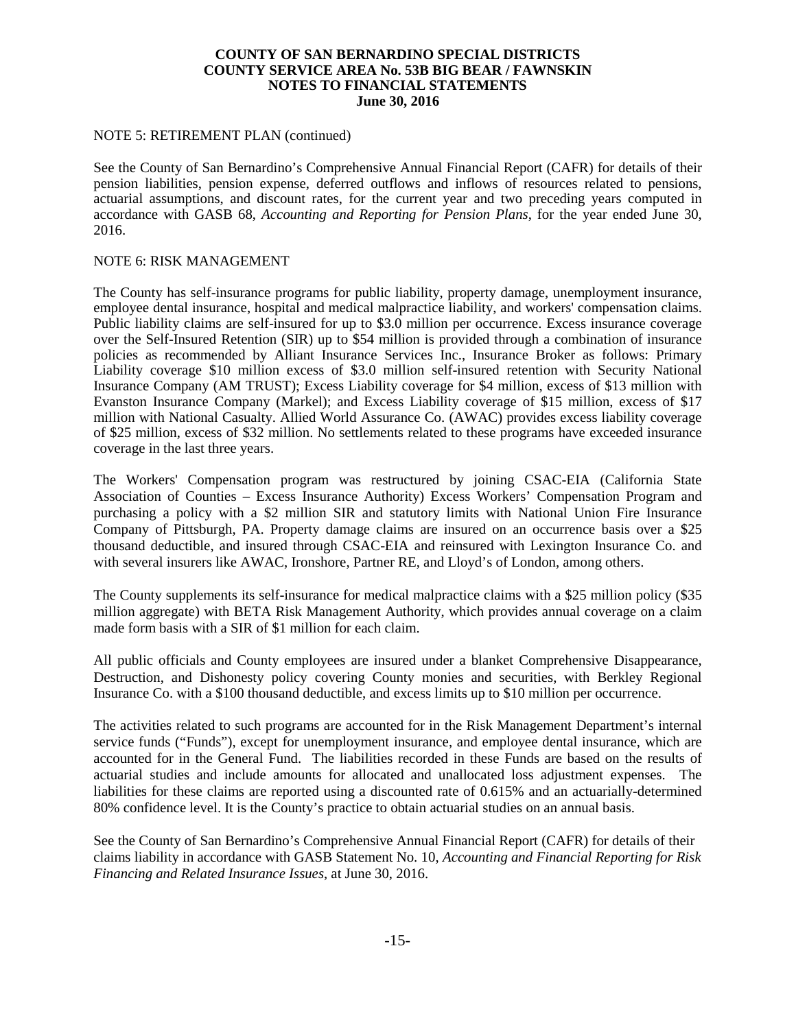NOTE 5: RETIREMENT PLAN (continued)

See the County of San Bernardino's Comprehensive Annual Financial Report (CAFR) for details of their pension liabilities, pension expense, deferred outflows and inflows of resources related to pensions, actuarial assumptions, and discount rates, for the current year and two preceding years computed in accordance with GASB 68, *Accounting and Reporting for Pension Plans*, for the year ended June 30, 2016.

NOTE 6: RISK MANAGEMENT

The County has self-insurance programs for public liability, property damage, unemployment insurance, employee dental insurance, hospital and medical malpractice liability, and workers' compensation claims. Public liability claims are self-insured for up to $3.0 million per occurrence. Excess insurance coverage over the Self-Insured Retention (SIR) up to $54 million is provided through a combination of insurance policies as recommended by Alliant Insurance Services Inc., Insurance Broker as follows: Primary Liability coverage $10 million excess of $3.0 million self-insured retention with Security National Insurance Company (AM TRUST); Excess Liability coverage for $4 million, excess of $13 million with Evanston Insurance Company (Markel); and Excess Liability coverage of $15 million, excess of $17 million with National Casualty. Allied World Assurance Co. (AWAC) provides excess liability coverage of $25 million, excess of $32 million. No settlements related to these programs have exceeded insurance coverage in the last three years.

The Workers' Compensation program was restructured by joining CSAC-EIA (California State Association of Counties – Excess Insurance Authority) Excess Workers' Compensation Program and purchasing a policy with a $2 million SIR and statutory limits with National Union Fire Insurance Company of Pittsburgh, PA. Property damage claims are insured on an occurrence basis over a $25 thousand deductible, and insured through CSAC-EIA and reinsured with Lexington Insurance Co. and with several insurers like AWAC, Ironshore, Partner RE, and Lloyd's of London, among others.

The County supplements its self-insurance for medical malpractice claims with a $25 million policy ($35 million aggregate) with BETA Risk Management Authority, which provides annual coverage on a claim made form basis with a SIR of $1 million for each claim.

All public officials and County employees are insured under a blanket Comprehensive Disappearance, Destruction, and Dishonesty policy covering County monies and securities, with Berkley Regional Insurance Co. with a $100 thousand deductible, and excess limits up to $10 million per occurrence.

The activities related to such programs are accounted for in the Risk Management Department's internal service funds ("Funds"), except for unemployment insurance, and employee dental insurance, which are accounted for in the General Fund. The liabilities recorded in these Funds are based on the results of actuarial studies and include amounts for allocated and unallocated loss adjustment expenses. The liabilities for these claims are reported using a discounted rate of 0.615% and an actuarially-determined 80% confidence level. It is the County's practice to obtain actuarial studies on an annual basis.

See the County of San Bernardino's Comprehensive Annual Financial Report (CAFR) for details of their claims liability in accordance with GASB Statement No. 10, *Accounting and Financial Reporting for Risk Financing and Related Insurance Issues*, at June 30, 2016.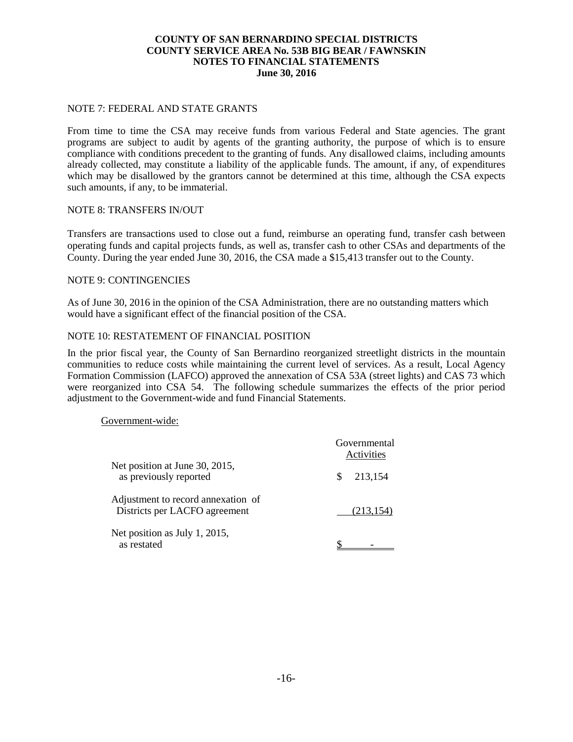# COUNTY OF SAN BERNARDINO SPECIAL DISTRICTS
# COUNTY SERVICE AREA No. 53B BIG BEAR / FAWNSKIN
# NOTES TO FINANCIAL STATEMENTS
# June 30, 2016

## NOTE 7: FEDERAL AND STATE GRANTS

From time to time the CSA may receive funds from various Federal and State agencies. The grant programs are subject to audit by agents of the granting authority, the purpose of which is to ensure compliance with conditions precedent to the granting of funds. Any disallowed claims, including amounts already collected, may constitute a liability of the applicable funds. The amount, if any, of expenditures which may be disallowed by the grantors cannot be determined at this time, although the CSA expects such amounts, if any, to be immaterial.

## NOTE 8: TRANSFERS IN/OUT

Transfers are transactions used to close out a fund, reimburse an operating fund, transfer cash between operating funds and capital projects funds, as well as, transfer cash to other CSAs and departments of the County. During the year ended June 30, 2016, the CSA made a $15,413 transfer out to the County.

## NOTE 9: CONTINGENCIES

As of June 30, 2016 in the opinion of the CSA Administration, there are no outstanding matters which would have a significant effect of the financial position of the CSA.

## NOTE 10: RESTATEMENT OF FINANCIAL POSITION

In the prior fiscal year, the County of San Bernardino reorganized streetlight districts in the mountain communities to reduce costs while maintaining the current level of services. As a result, Local Agency Formation Commission (LAFCO) approved the annexation of CSA 53A (street lights) and CAS 73 which were reorganized into CSA 54. The following schedule summarizes the effects of the prior period adjustment to the Government-wide and fund Financial Statements.

Government-wide:

| | Governmental Activities |
|---|---|
| Net position at June 30, 2015, as previously reported | $ 213,154 |
| Adjustment to record annexation of Districts per LACFO agreement | (213,154) |
| Net position as July 1, 2015, as restated | $ - |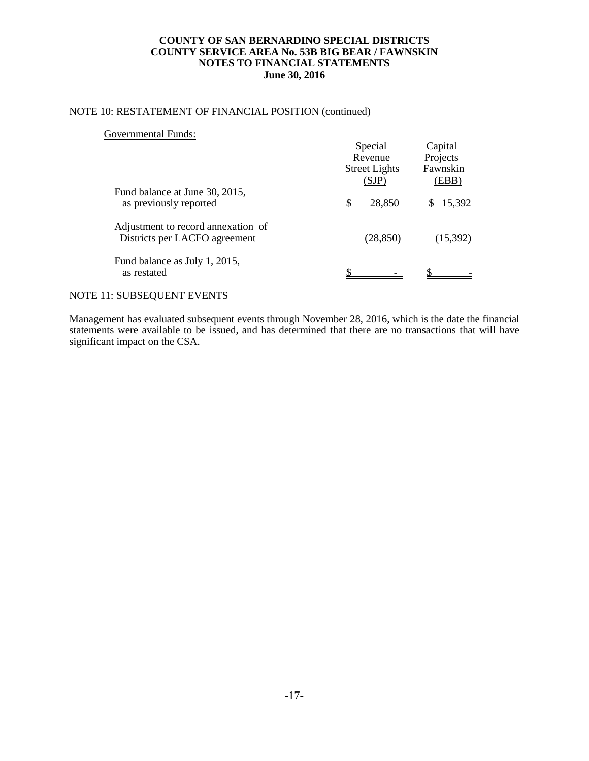## NOTE 10: RESTATEMENT OF FINANCIAL POSITION (continued)

Governmental Funds:

| | Special Revenue Street Lights (SJP) | Capital Projects Fawnskin (EBB) |
|---|---|---|
| Fund balance at June 30, 2015, as previously reported | $ 28,850 | $ 15,392 |
| Adjustment to record annexation of Districts per LACFO agreement | (28,850) | (15,392) |
| Fund balance as July 1, 2015, as restated | $ - | $ - |

## NOTE 11: SUBSEQUENT EVENTS

Management has evaluated subsequent events through November 28, 2016, which is the date the financial statements were available to be issued, and has determined that there are no transactions that will have significant impact on the CSA.